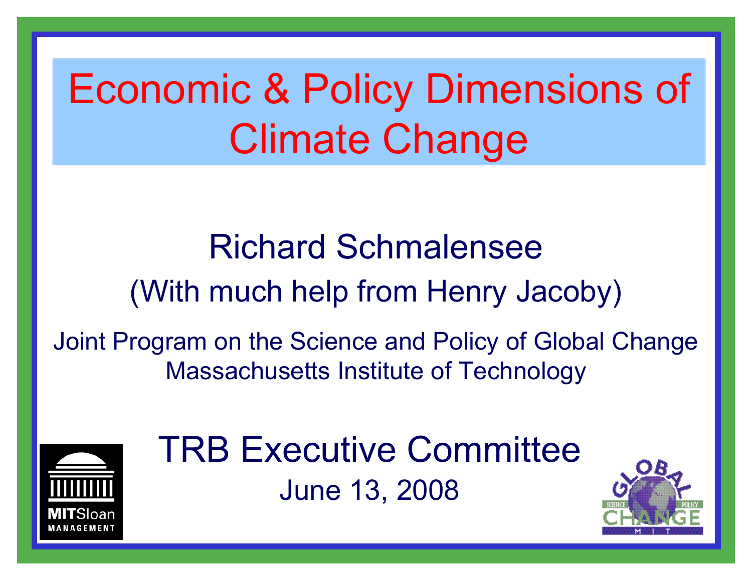# Economic & Policy Dimensions of Climate Change

Richard Schmalensee

(With much help from Henry Jacoby)

Joint Program on the Science and Policy of Global Change
Massachusetts Institute of Technology

TRB Executive Committee

June 13, 2008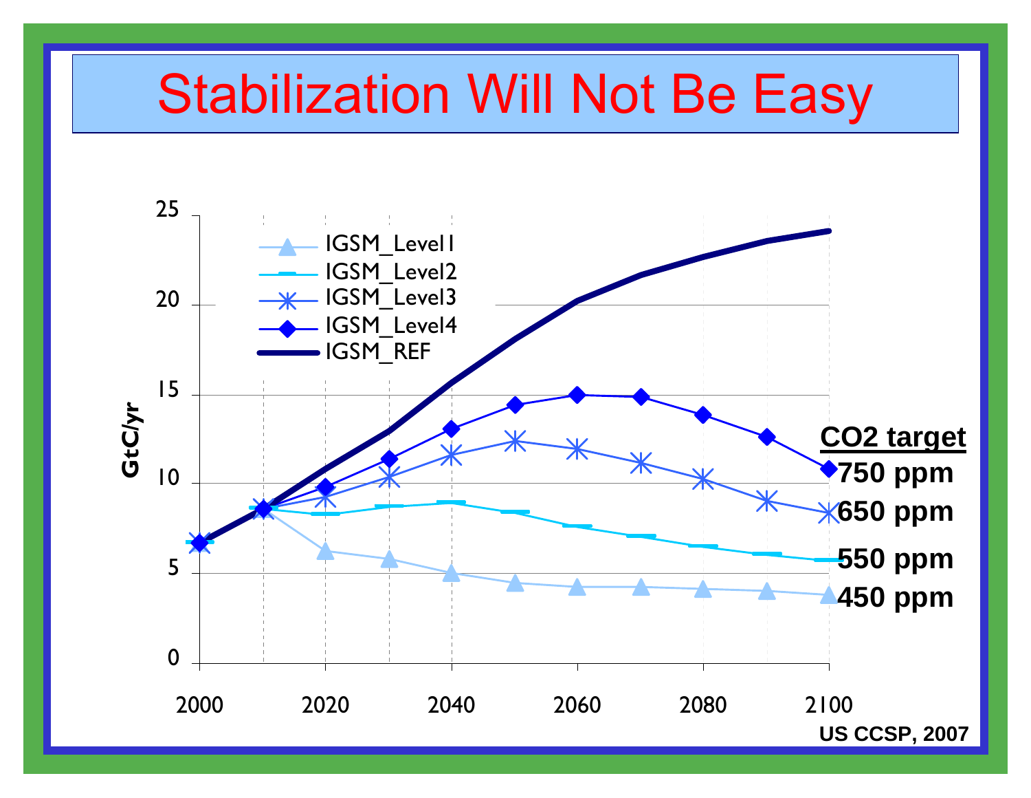# Stabilization Will Not Be Easy

GtC/yr

- IGSM_Level1
- IGSM_Level2
- IGSM_Level3
- IGSM_Level4
- IGSM_REF

**CO2 target**

**750 ppm**

**650 ppm**

**550 ppm**

**450 ppm**

**US CCSP, 2007**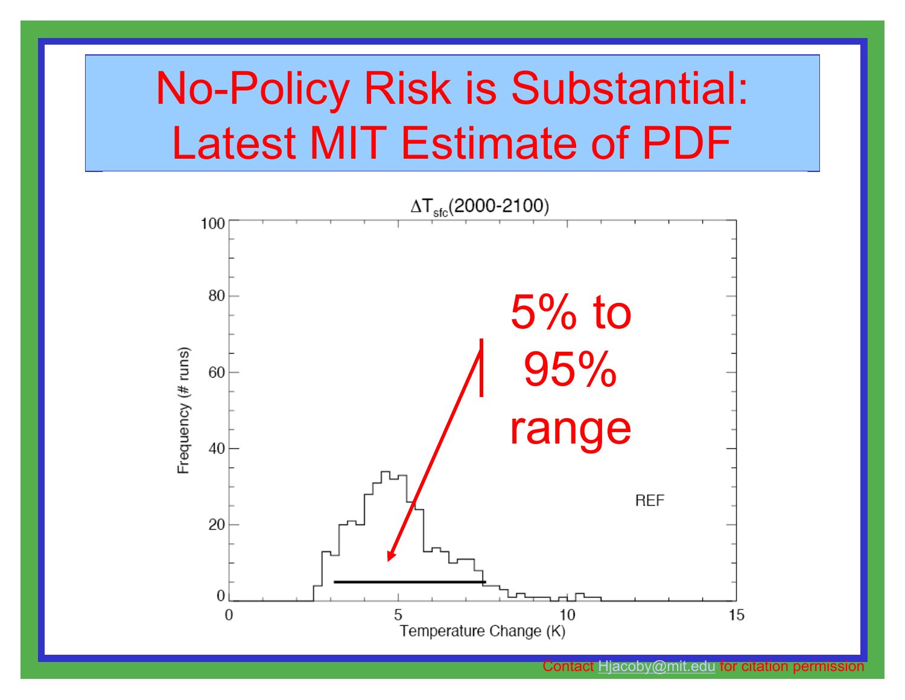# No-Policy Risk is Substantial: Latest MIT Estimate of PDF

$\Delta T_{sfc}$(2000-2100)

5% to 95% range

REF

Frequency (# runs)

Temperature Change (K)

Contact Hjacoby@mit.edu for citation permission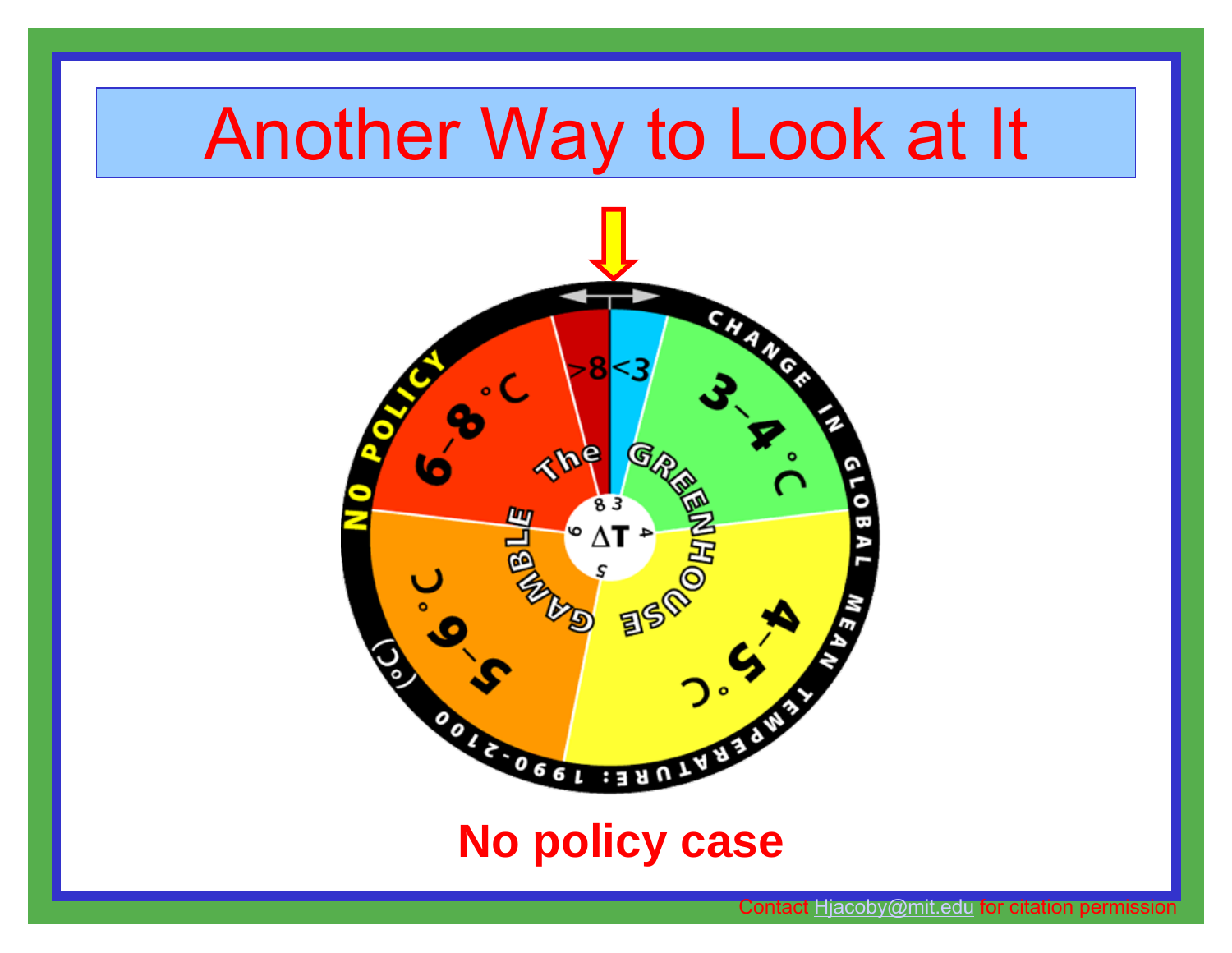# Another Way to Look at It

>8 <3

The GREENHOUSE GAMBLE

NO POLICY

CHANGE IN GLOBAL MEAN TEMPERATURE: 1990-2100 (°C)

6–8 °C

3–4 °C

4–5 °C

5–6 °C

ΔT

**No policy case**

Contact Hjacoby@mit.edu for citation permission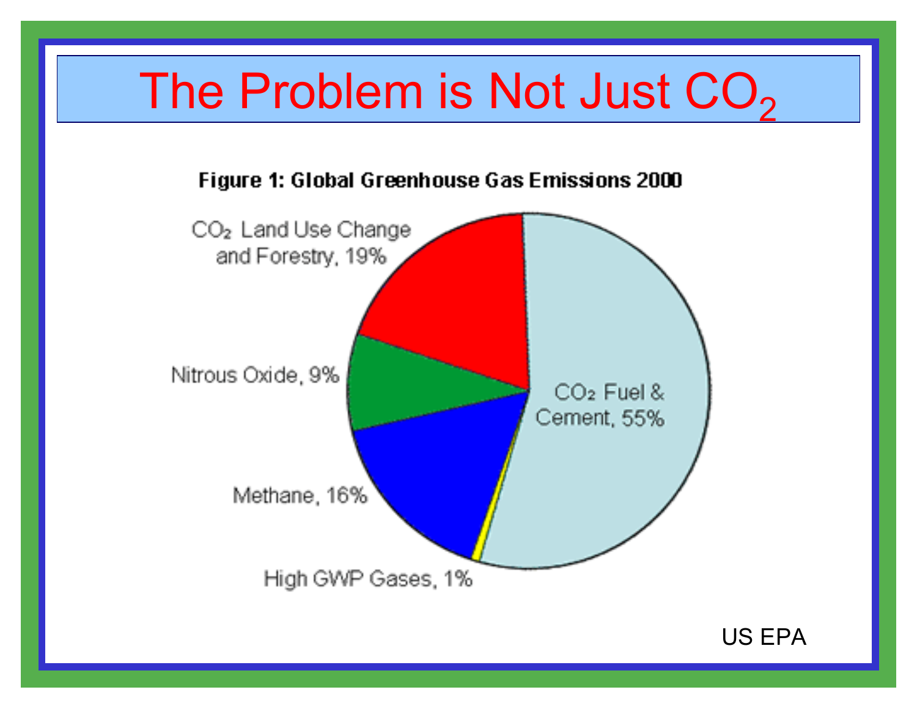# The Problem is Not Just $CO_2$

**Figure 1: Global Greenhouse Gas Emissions 2000**

- $CO_2$ Fuel & Cement, 55%
- $CO_2$ Land Use Change and Forestry, 19%
- Methane, 16%
- Nitrous Oxide, 9%
- High GWP Gases, 1%

US EPA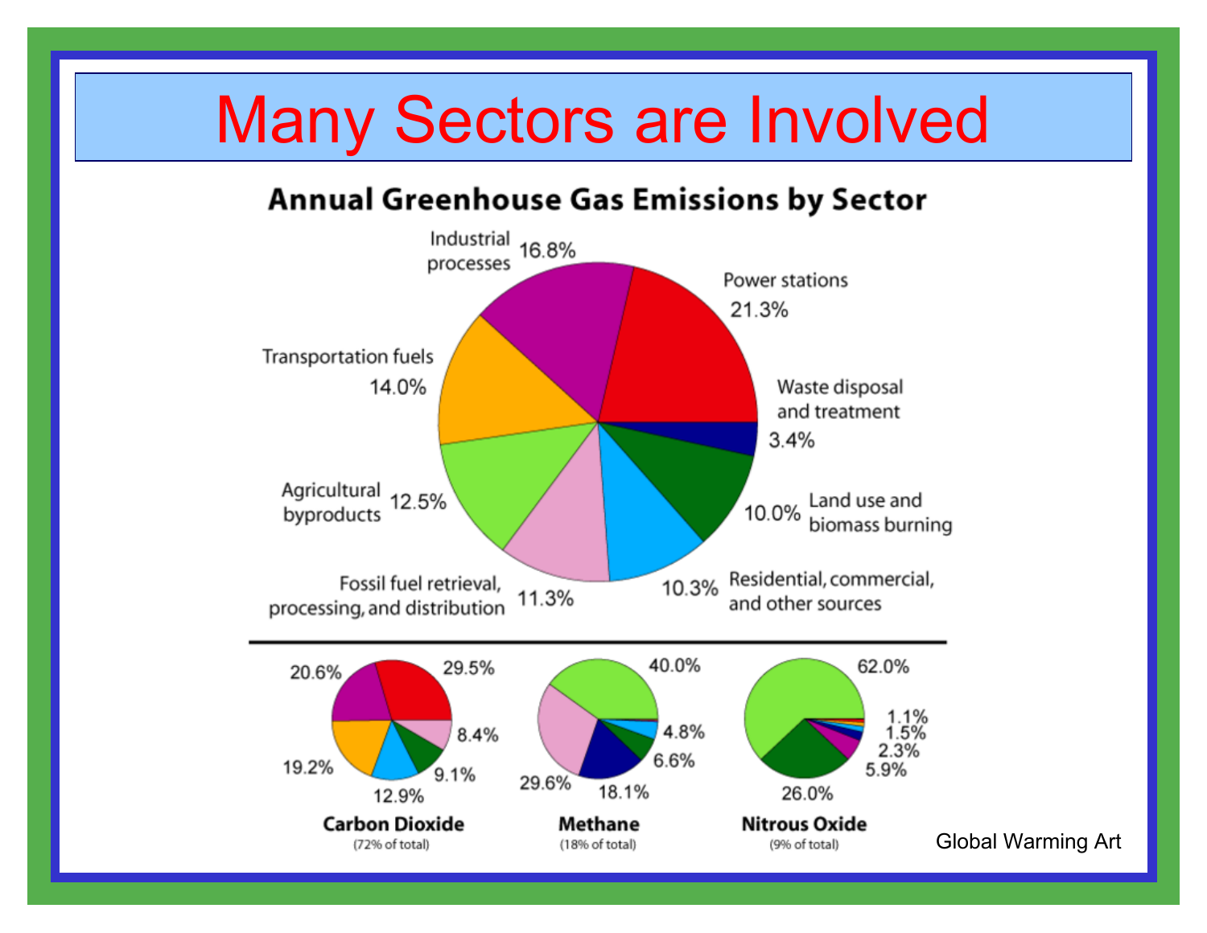# Many Sectors are Involved

**Annual Greenhouse Gas Emissions by Sector**

- Power stations 21.3%
- Industrial processes 16.8%
- Transportation fuels 14.0%
- Agricultural byproducts 12.5%
- Fossil fuel retrieval, processing, and distribution 11.3%
- Residential, commercial, and other sources 10.3%
- Land use and biomass burning 10.0%
- Waste disposal and treatment 3.4%

**Carbon Dioxide** (72% of total): 29.5%, 8.4%, 9.1%, 12.9%, 19.2%, 20.6%

**Methane** (18% of total): 40.0%, 4.8%, 6.6%, 18.1%, 29.6%

**Nitrous Oxide** (9% of total): 62.0%, 1.1%, 1.5%, 2.3%, 5.9%, 26.0%

Global Warming Art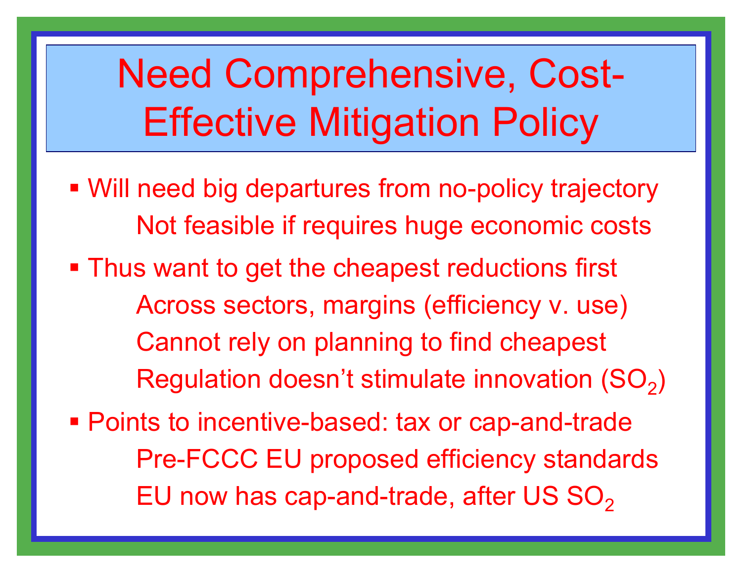# Need Comprehensive, Cost-Effective Mitigation Policy

- Will need big departures from no-policy trajectory
  - Not feasible if requires huge economic costs
- Thus want to get the cheapest reductions first
  - Across sectors, margins (efficiency v. use)
  - Cannot rely on planning to find cheapest
  - Regulation doesn't stimulate innovation ($SO_2$)
- Points to incentive-based: tax or cap-and-trade
  - Pre-FCCC EU proposed efficiency standards
  - EU now has cap-and-trade, after US $SO_2$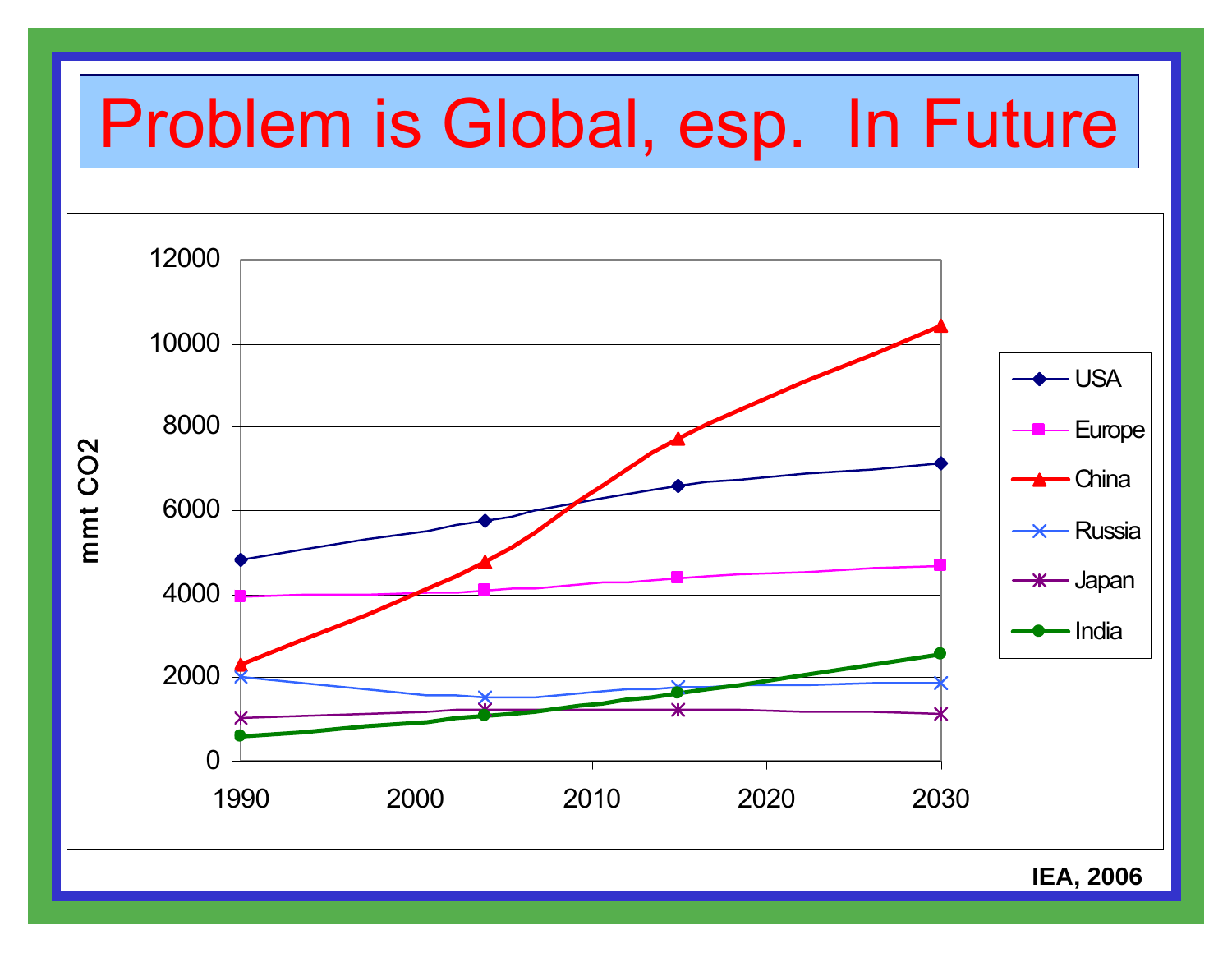# Problem is Global, esp. In Future

mmt $CO_2$

Legend: USA, Europe, China, Russia, Japan, India

y-axis: 0, 2000, 4000, 6000, 8000, 10000, 12000

x-axis: 1990, 2000, 2010, 2020, 2030

IEA, 2006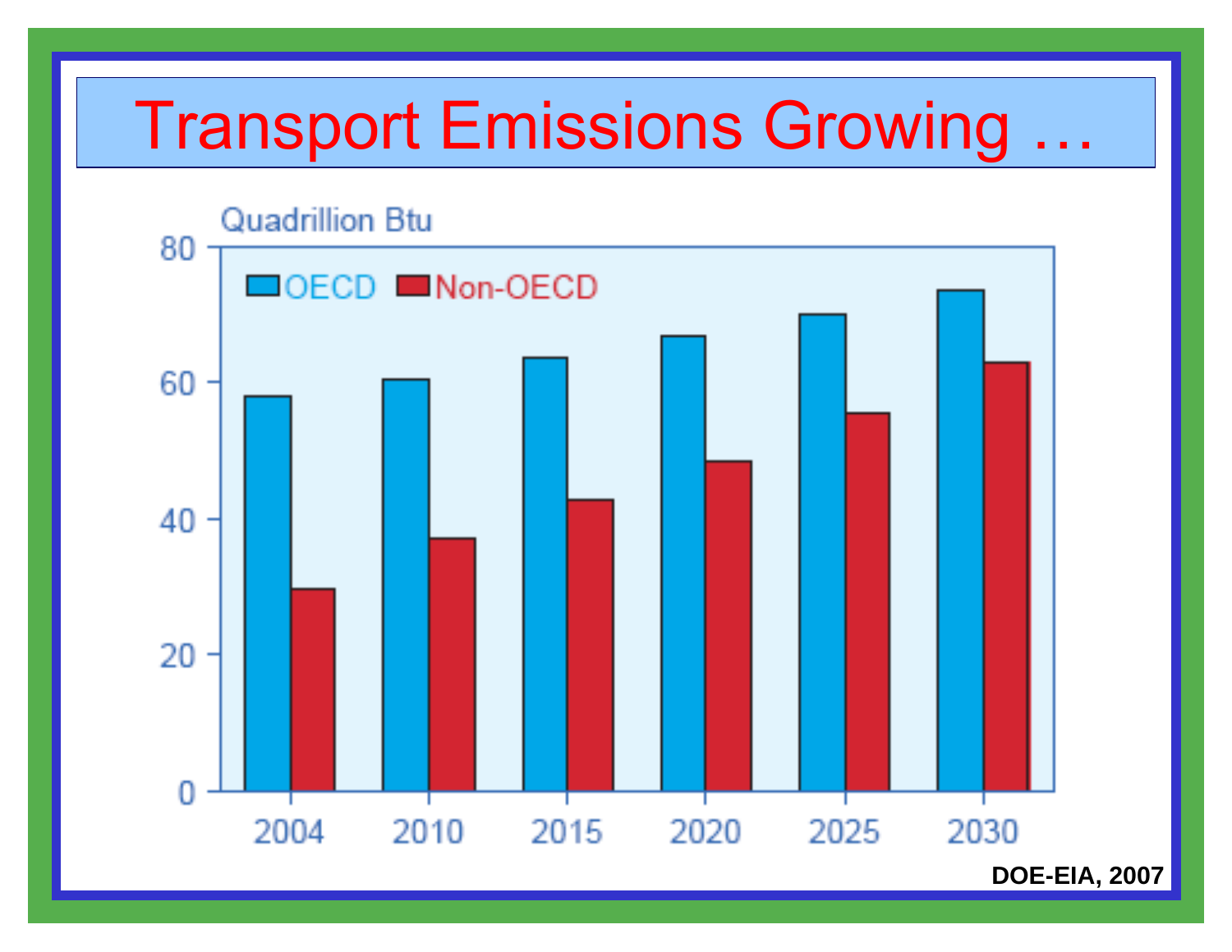# Transport Emissions Growing …

Quadrillion Btu

OECD | Non-OECD

80, 60, 40, 20, 0

2004, 2010, 2015, 2020, 2025, 2030

DOE-EIA, 2007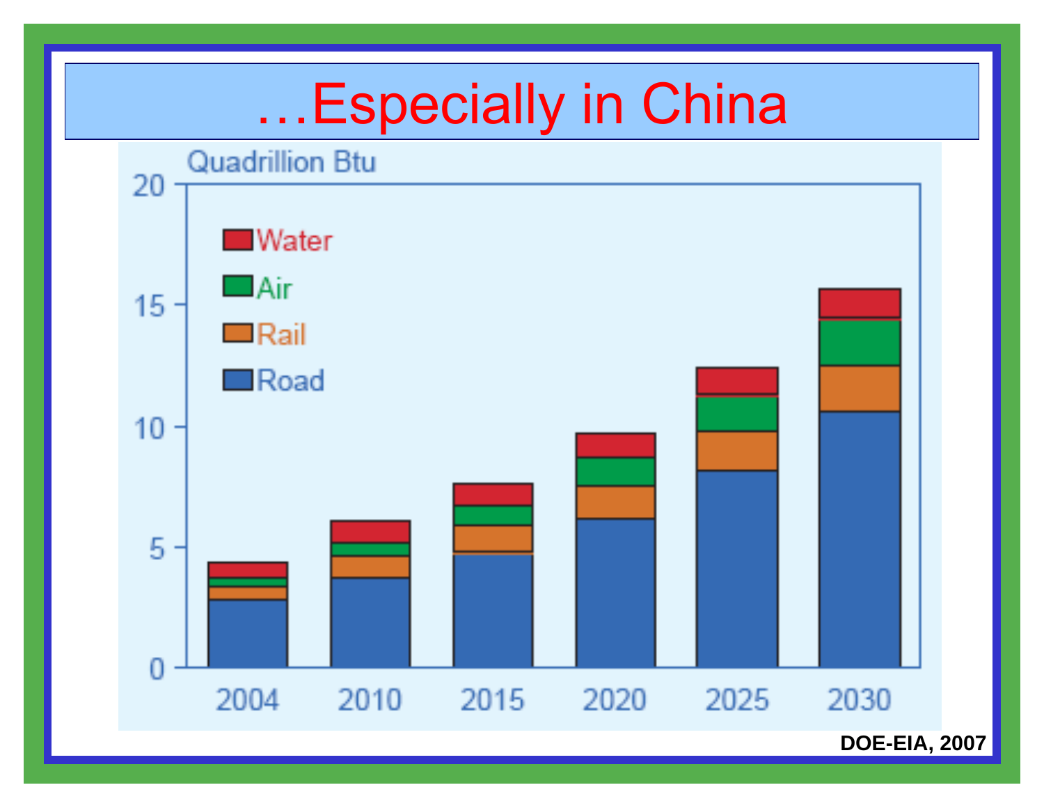# …Especially in China

Quadrillion Btu

| | Road | Rail | Air | Water |
|---|---|---|---|---|
| 2004 | | | | |
| 2010 | | | | |
| 2015 | | | | |
| 2020 | | | | |
| 2025 | | | | |
| 2030 | | | | |

DOE-EIA, 2007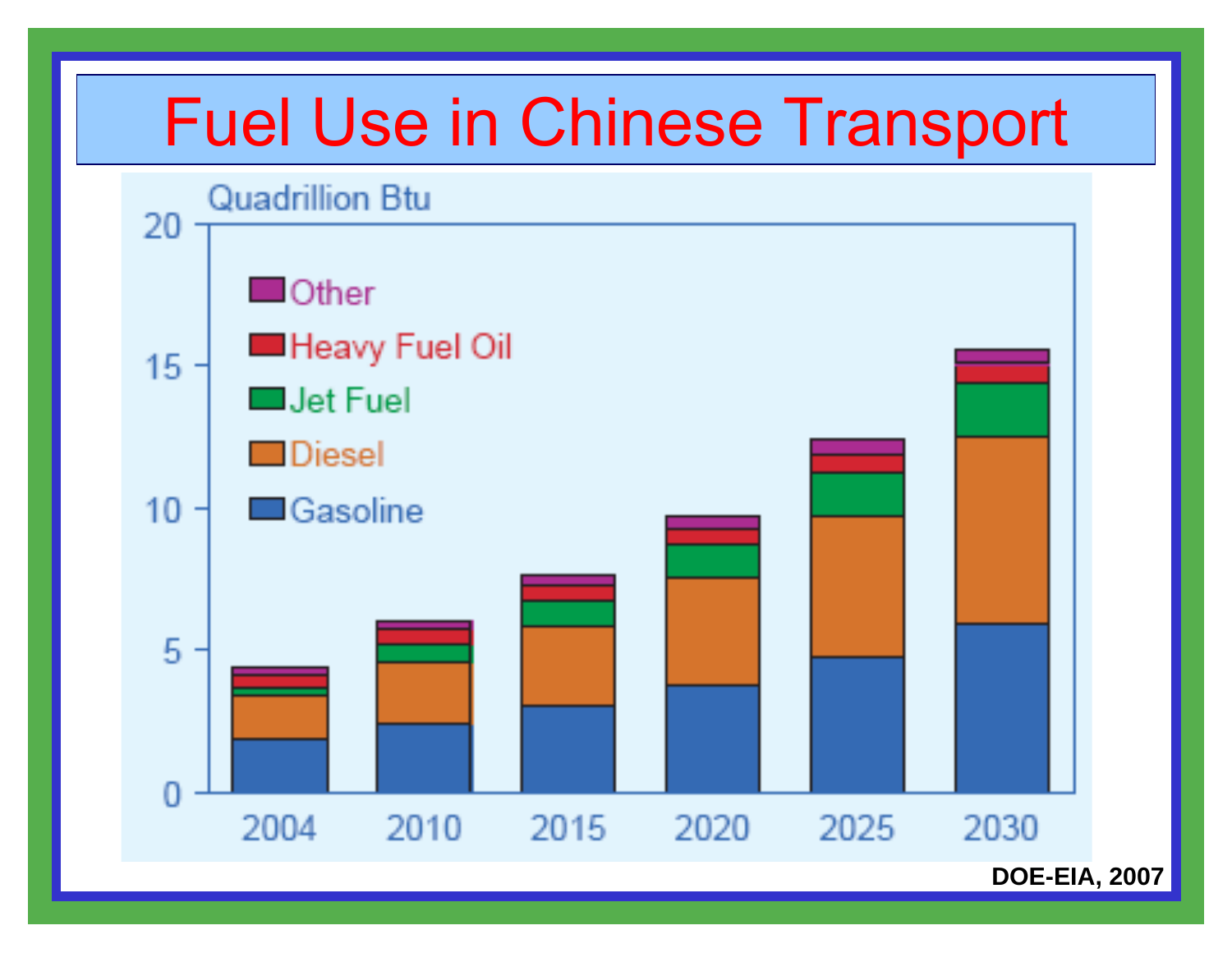# Fuel Use in Chinese Transport

Quadrillion Btu

Other
Heavy Fuel Oil
Jet Fuel
Diesel
Gasoline

20
15
10
5
0

2004 2010 2015 2020 2025 2030

DOE-EIA, 2007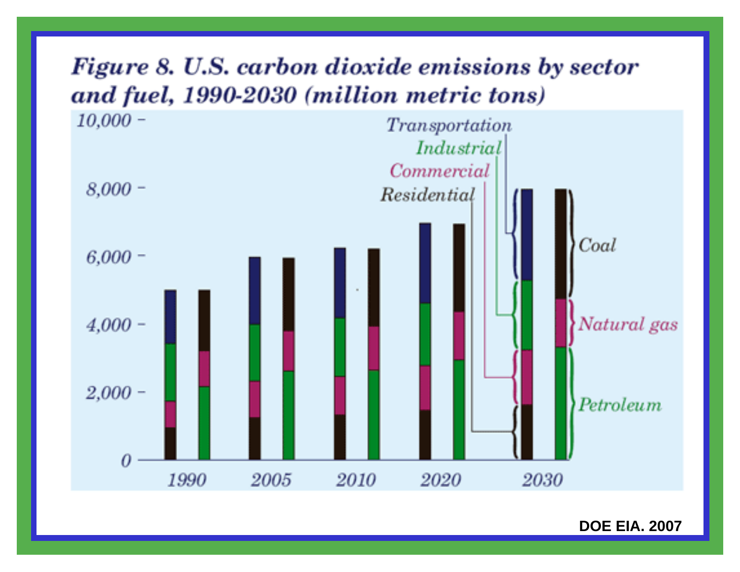**Figure 8. U.S. carbon dioxide emissions by sector and fuel, 1990-2030 (million metric tons)**

DOE EIA. 2007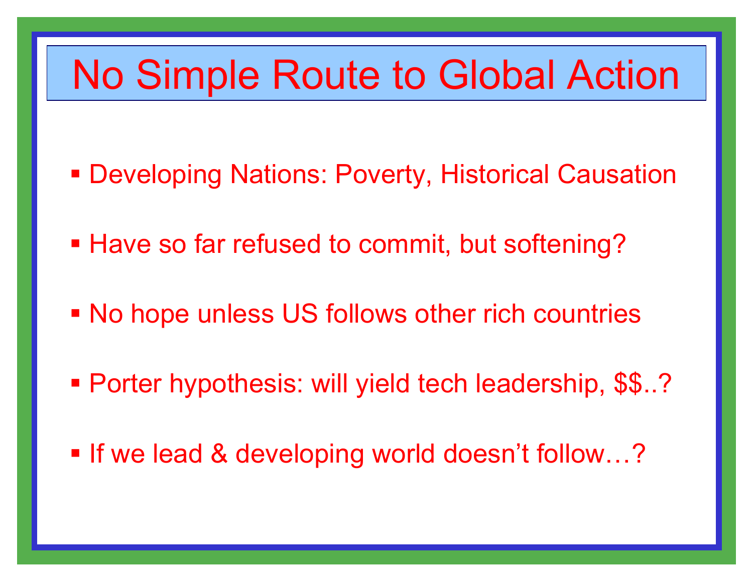# No Simple Route to Global Action

- Developing Nations: Poverty, Historical Causation
- Have so far refused to commit, but softening?
- No hope unless US follows other rich countries
- Porter hypothesis: will yield tech leadership, $$..?
- If we lead & developing world doesn't follow…?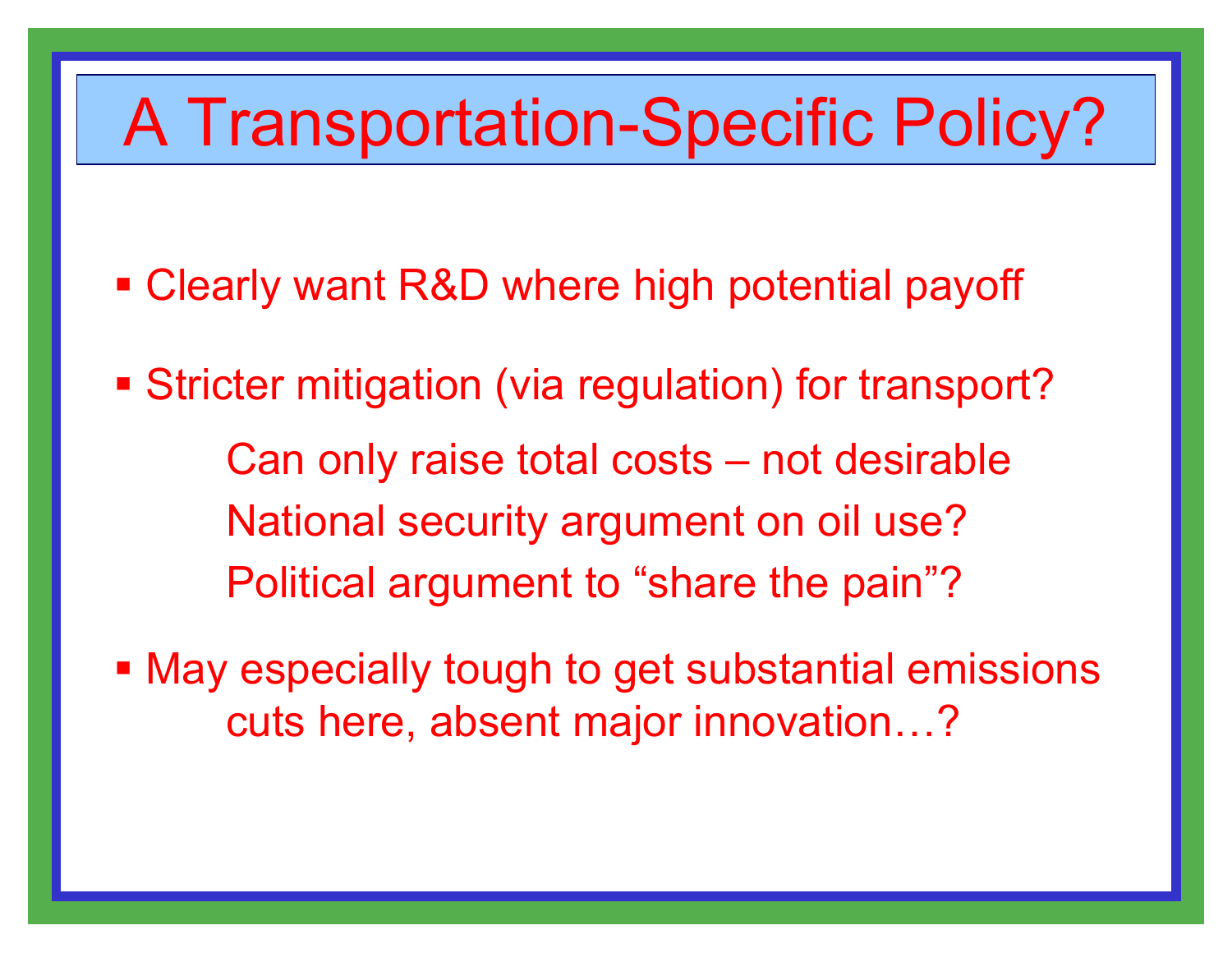# A Transportation-Specific Policy?

- Clearly want R&D where high potential payoff
- Stricter mitigation (via regulation) for transport?

  Can only raise total costs – not desirable

  National security argument on oil use?

  Political argument to "share the pain"?

- May especially tough to get substantial emissions cuts here, absent major innovation…?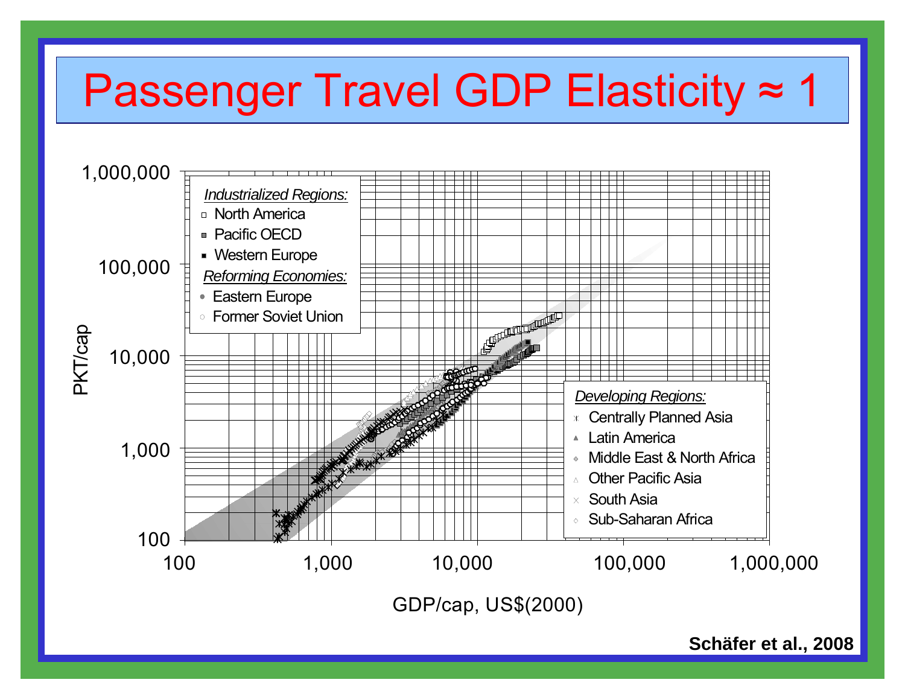# Passenger Travel GDP Elasticity ≈ 1

PKT/cap

1,000,000

100,000

10,000

1,000

100

*Industrialized Regions:*
- North America
- Pacific OECD
- Western Europe

*Reforming Economies:*
- Eastern Europe
- Former Soviet Union

*Developing Regions:*
- Centrally Planned Asia
- Latin America
- Middle East & North Africa
- Other Pacific Asia
- South Asia
- Sub-Saharan Africa

100 1,000 10,000 100,000 1,000,000

GDP/cap, US$(2000)

**Schäfer et al., 2008**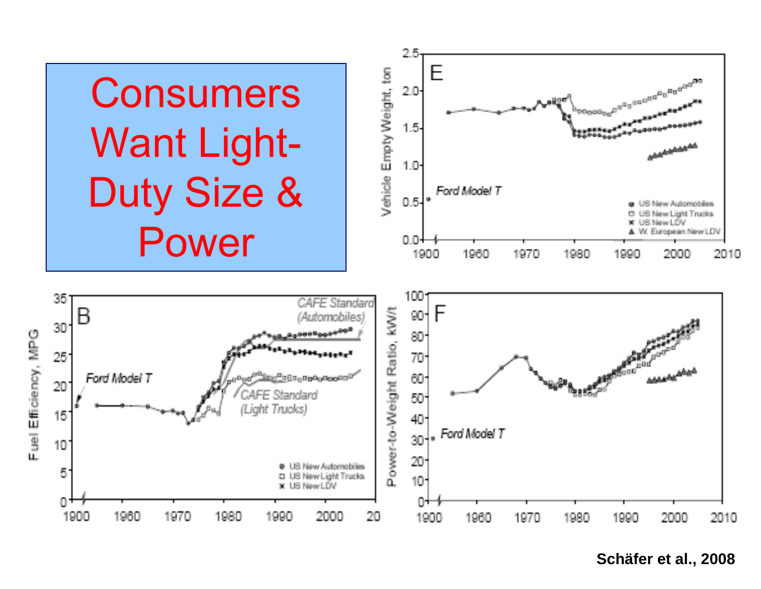# Consumers Want Light-Duty Size & Power

Schäfer et al., 2008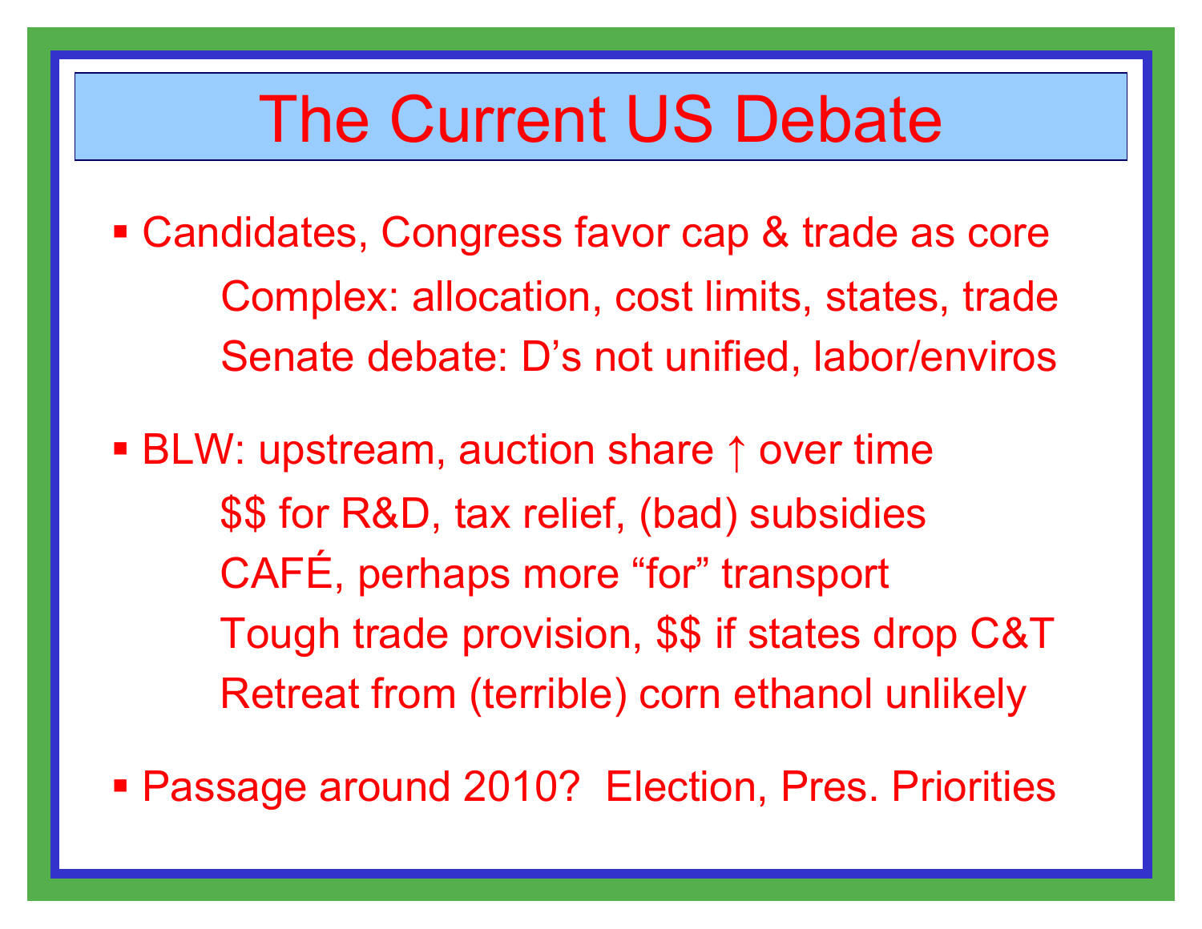# The Current US Debate

- Candidates, Congress favor cap & trade as core
  - Complex: allocation, cost limits, states, trade
  - Senate debate: D's not unified, labor/enviros
- BLW: upstream, auction share ↑ over time
  - $$ for R&D, tax relief, (bad) subsidies
  - CAFÉ, perhaps more "for" transport
  - Tough trade provision, $$ if states drop C&T
  - Retreat from (terrible) corn ethanol unlikely
- Passage around 2010? Election, Pres. Priorities